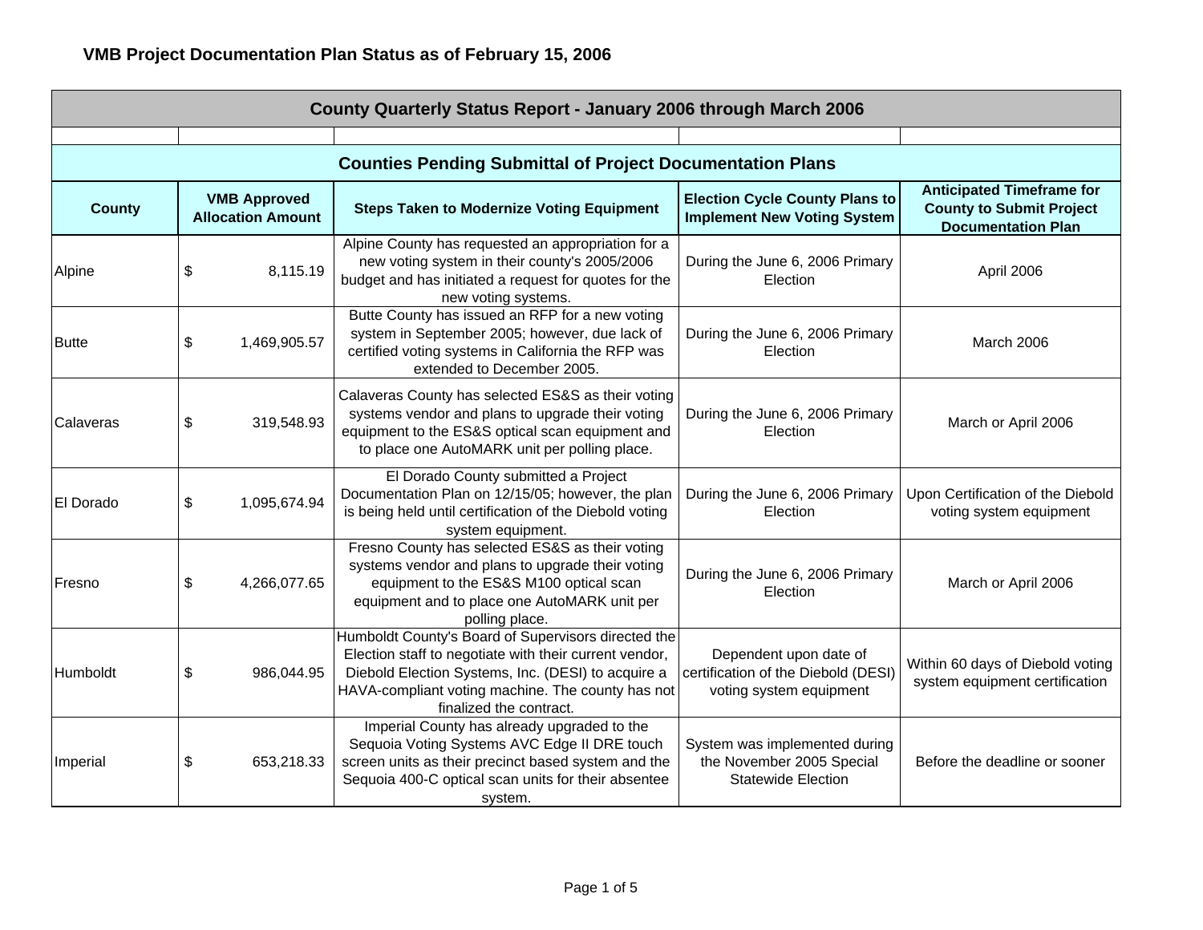## VMB Project Documentation Plan Status as of February 15, 2006

| County Quarterly Status Report - January 2006 through March 2006 | | | | |
|---|---|---|---|---|
| | | | | |
| **Counties Pending Submittal of Project Documentation Plans** | | | | |
| **County** | **VMB Approved Allocation Amount** | **Steps Taken to Modernize Voting Equipment** | **Election Cycle County Plans to Implement New Voting System** | **Anticipated Timeframe for County to Submit Project Documentation Plan** |
| Alpine | $ 8,115.19 | Alpine County has requested an appropriation for a new voting system in their county's 2005/2006 budget and has initiated a request for quotes for the new voting systems. | During the June 6, 2006 Primary Election | April 2006 |
| Butte | $ 1,469,905.57 | Butte County has issued an RFP for a new voting system in September 2005; however, due lack of certified voting systems in California the RFP was extended to December 2005. | During the June 6, 2006 Primary Election | March 2006 |
| Calaveras | $ 319,548.93 | Calaveras County has selected ES&S as their voting systems vendor and plans to upgrade their voting equipment to the ES&S optical scan equipment and to place one AutoMARK unit per polling place. | During the June 6, 2006 Primary Election | March or April 2006 |
| El Dorado | $ 1,095,674.94 | El Dorado County submitted a Project Documentation Plan on 12/15/05; however, the plan is being held until certification of the Diebold voting system equipment. | During the June 6, 2006 Primary Election | Upon Certification of the Diebold voting system equipment |
| Fresno | $ 4,266,077.65 | Fresno County has selected ES&S as their voting systems vendor and plans to upgrade their voting equipment to the ES&S M100 optical scan equipment and to place one AutoMARK unit per polling place. | During the June 6, 2006 Primary Election | March or April 2006 |
| Humboldt | $ 986,044.95 | Humboldt County's Board of Supervisors directed the Election staff to negotiate with their current vendor, Diebold Election Systems, Inc. (DESI) to acquire a HAVA-compliant voting machine. The county has not finalized the contract. | Dependent upon date of certification of the Diebold (DESI) voting system equipment | Within 60 days of Diebold voting system equipment certification |
| Imperial | $ 653,218.33 | Imperial County has already upgraded to the Sequoia Voting Systems AVC Edge II DRE touch screen units as their precinct based system and the Sequoia 400-C optical scan units for their absentee system. | System was implemented during the November 2005 Special Statewide Election | Before the deadline or sooner |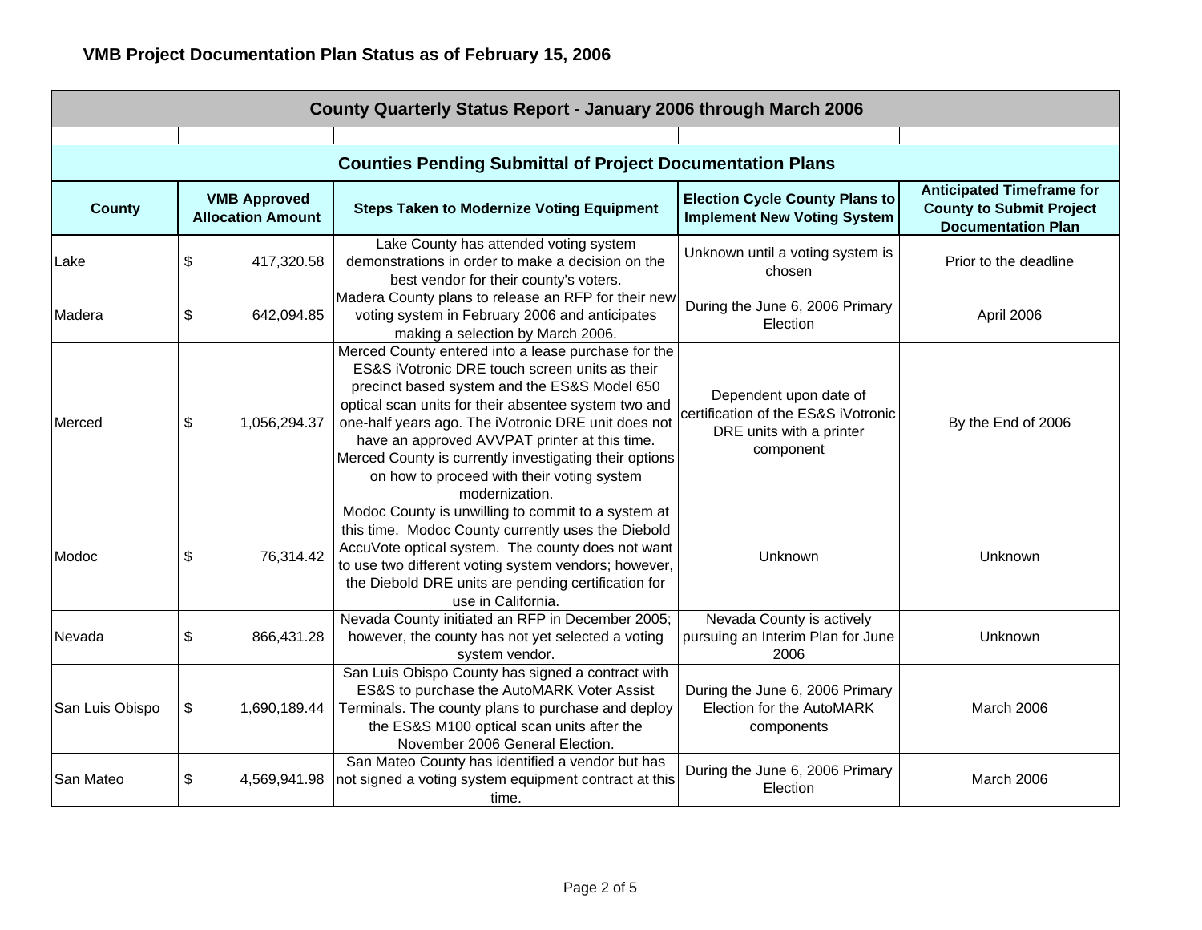## VMB Project Documentation Plan Status as of February 15, 2006

### County Quarterly Status Report - January 2006 through March 2006

#### Counties Pending Submittal of Project Documentation Plans

| County | VMB Approved Allocation Amount | Steps Taken to Modernize Voting Equipment | Election Cycle County Plans to Implement New Voting System | Anticipated Timeframe for County to Submit Project Documentation Plan |
|---|---|---|---|---|
| Lake | $ 417,320.58 | Lake County has attended voting system demonstrations in order to make a decision on the best vendor for their county's voters. | Unknown until a voting system is chosen | Prior to the deadline |
| Madera | $ 642,094.85 | Madera County plans to release an RFP for their new voting system in February 2006 and anticipates making a selection by March 2006. | During the June 6, 2006 Primary Election | April 2006 |
| Merced | $ 1,056,294.37 | Merced County entered into a lease purchase for the ES&S iVotronic DRE touch screen units as their precinct based system and the ES&S Model 650 optical scan units for their absentee system two and one-half years ago. The iVotronic DRE unit does not have an approved AVVPAT printer at this time. Merced County is currently investigating their options on how to proceed with their voting system modernization. | Dependent upon date of certification of the ES&S iVotronic DRE units with a printer component | By the End of 2006 |
| Modoc | $ 76,314.42 | Modoc County is unwilling to commit to a system at this time. Modoc County currently uses the Diebold AccuVote optical system. The county does not want to use two different voting system vendors; however, the Diebold DRE units are pending certification for use in California. | Unknown | Unknown |
| Nevada | $ 866,431.28 | Nevada County initiated an RFP in December 2005; however, the county has not yet selected a voting system vendor. | Nevada County is actively pursuing an Interim Plan for June 2006 | Unknown |
| San Luis Obispo | $ 1,690,189.44 | San Luis Obispo County has signed a contract with ES&S to purchase the AutoMARK Voter Assist Terminals. The county plans to purchase and deploy the ES&S M100 optical scan units after the November 2006 General Election. | During the June 6, 2006 Primary Election for the AutoMARK components | March 2006 |
| San Mateo | $ 4,569,941.98 | San Mateo County has identified a vendor but has not signed a voting system equipment contract at this time. | During the June 6, 2006 Primary Election | March 2006 |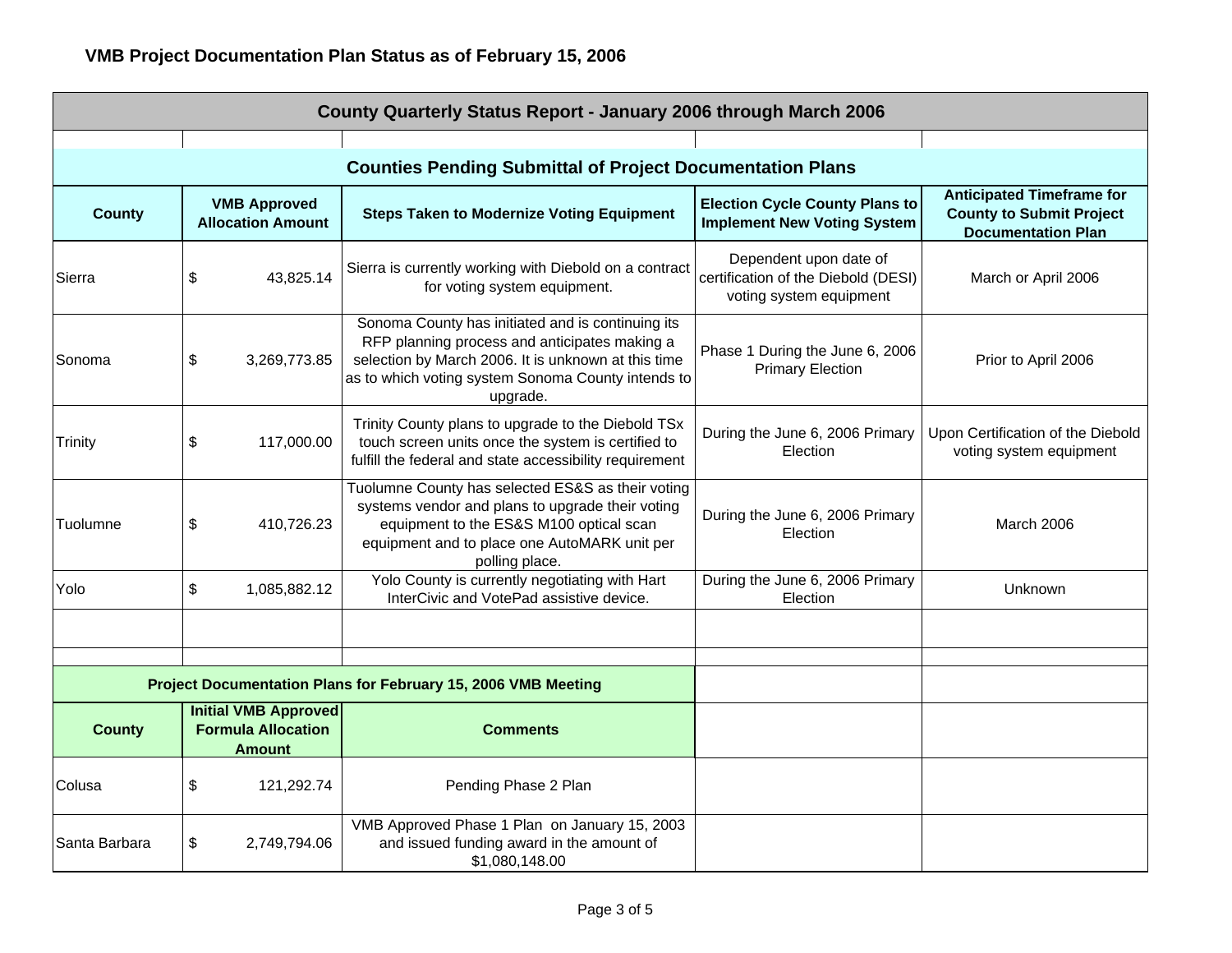## VMB Project Documentation Plan Status as of February 15, 2006

### County Quarterly Status Report - January 2006 through March 2006

#### Counties Pending Submittal of Project Documentation Plans

| County | VMB Approved Allocation Amount | Steps Taken to Modernize Voting Equipment | Election Cycle County Plans to Implement New Voting System | Anticipated Timeframe for County to Submit Project Documentation Plan |
|---|---|---|---|---|
| Sierra | $ 43,825.14 | Sierra is currently working with Diebold on a contract for voting system equipment. | Dependent upon date of certification of the Diebold (DESI) voting system equipment | March or April 2006 |
| Sonoma | $ 3,269,773.85 | Sonoma County has initiated and is continuing its RFP planning process and anticipates making a selection by March 2006. It is unknown at this time as to which voting system Sonoma County intends to upgrade. | Phase 1 During the June 6, 2006 Primary Election | Prior to April 2006 |
| Trinity | $ 117,000.00 | Trinity County plans to upgrade to the Diebold TSx touch screen units once the system is certified to fulfill the federal and state accessibility requirement | During the June 6, 2006 Primary Election | Upon Certification of the Diebold voting system equipment |
| Tuolumne | $ 410,726.23 | Tuolumne County has selected ES&S as their voting systems vendor and plans to upgrade their voting equipment to the ES&S M100 optical scan equipment and to place one AutoMARK unit per polling place. | During the June 6, 2006 Primary Election | March 2006 |
| Yolo | $ 1,085,882.12 | Yolo County is currently negotiating with Hart InterCivic and VotePad assistive device. | During the June 6, 2006 Primary Election | Unknown |

#### Project Documentation Plans for February 15, 2006 VMB Meeting

| County | Initial VMB Approved Formula Allocation Amount | Comments |
|---|---|---|
| Colusa | $ 121,292.74 | Pending Phase 2 Plan |
| Santa Barbara | $ 2,749,794.06 | VMB Approved Phase 1 Plan on January 15, 2003 and issued funding award in the amount of $1,080,148.00 |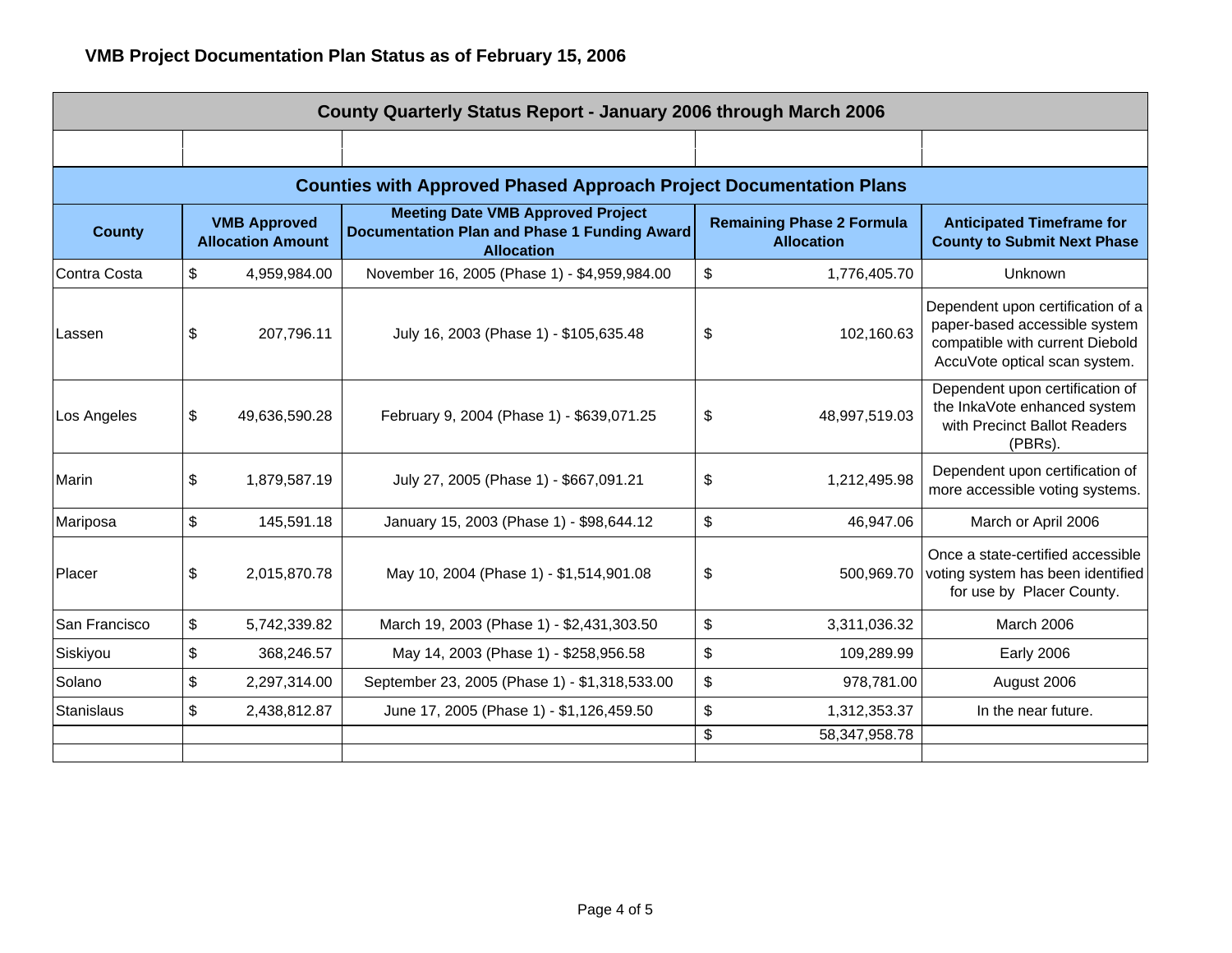## VMB Project Documentation Plan Status as of February 15, 2006

**County Quarterly Status Report - January 2006 through March 2006**

**Counties with Approved Phased Approach Project Documentation Plans**

| County | VMB Approved Allocation Amount | Meeting Date VMB Approved Project Documentation Plan and Phase 1 Funding Award Allocation | Remaining Phase 2 Formula Allocation | Anticipated Timeframe for County to Submit Next Phase |
|---|---|---|---|---|
| Contra Costa | $ 4,959,984.00 | November 16, 2005 (Phase 1) - $4,959,984.00 | $ 1,776,405.70 | Unknown |
| Lassen | $ 207,796.11 | July 16, 2003 (Phase 1) - $105,635.48 | $ 102,160.63 | Dependent upon certification of a paper-based accessible system compatible with current Diebold AccuVote optical scan system. |
| Los Angeles | $ 49,636,590.28 | February 9, 2004 (Phase 1) - $639,071.25 | $ 48,997,519.03 | Dependent upon certification of the InkaVote enhanced system with Precinct Ballot Readers (PBRs). |
| Marin | $ 1,879,587.19 | July 27, 2005 (Phase 1) - $667,091.21 | $ 1,212,495.98 | Dependent upon certification of more accessible voting systems. |
| Mariposa | $ 145,591.18 | January 15, 2003 (Phase 1) - $98,644.12 | $ 46,947.06 | March or April 2006 |
| Placer | $ 2,015,870.78 | May 10, 2004 (Phase 1) - $1,514,901.08 | $ 500,969.70 | Once a state-certified accessible voting system has been identified for use by Placer County. |
| San Francisco | $ 5,742,339.82 | March 19, 2003 (Phase 1) - $2,431,303.50 | $ 3,311,036.32 | March 2006 |
| Siskiyou | $ 368,246.57 | May 14, 2003 (Phase 1) - $258,956.58 | $ 109,289.99 | Early 2006 |
| Solano | $ 2,297,314.00 | September 23, 2005 (Phase 1) - $1,318,533.00 | $ 978,781.00 | August 2006 |
| Stanislaus | $ 2,438,812.87 | June 17, 2005 (Phase 1) - $1,126,459.50 | $ 1,312,353.37 | In the near future. |
| | | | $ 58,347,958.78 | |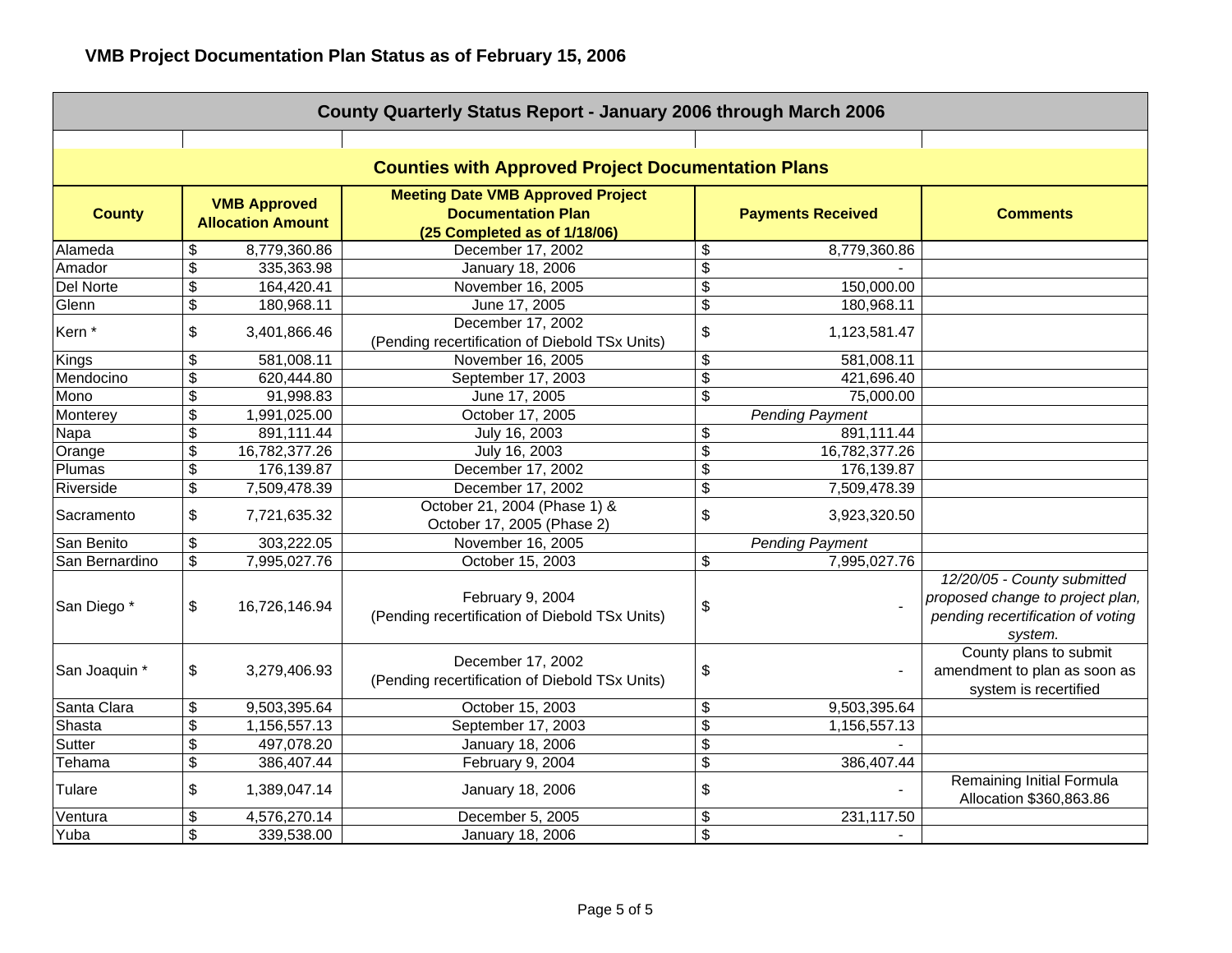## VMB Project Documentation Plan Status as of February 15, 2006

| County Quarterly Status Report - January 2006 through March 2006 | | | | |
|---|---|---|---|---|
| **Counties with Approved Project Documentation Plans** | | | | |
| **County** | **VMB Approved Allocation Amount** | **Meeting Date VMB Approved Project Documentation Plan (25 Completed as of 1/18/06)** | **Payments Received** | **Comments** |
| Alameda | $ 8,779,360.86 | December 17, 2002 | $ 8,779,360.86 | |
| Amador | $ 335,363.98 | January 18, 2006 | $ - | |
| Del Norte | $ 164,420.41 | November 16, 2005 | $ 150,000.00 | |
| Glenn | $ 180,968.11 | June 17, 2005 | $ 180,968.11 | |
| Kern * | $ 3,401,866.46 | December 17, 2002 (Pending recertification of Diebold TSx Units) | $ 1,123,581.47 | |
| Kings | $ 581,008.11 | November 16, 2005 | $ 581,008.11 | |
| Mendocino | $ 620,444.80 | September 17, 2003 | $ 421,696.40 | |
| Mono | $ 91,998.83 | June 17, 2005 | $ 75,000.00 | |
| Monterey | $ 1,991,025.00 | October 17, 2005 | *Pending Payment* | |
| Napa | $ 891,111.44 | July 16, 2003 | $ 891,111.44 | |
| Orange | $ 16,782,377.26 | July 16, 2003 | $ 16,782,377.26 | |
| Plumas | $ 176,139.87 | December 17, 2002 | $ 176,139.87 | |
| Riverside | $ 7,509,478.39 | December 17, 2002 | $ 7,509,478.39 | |
| Sacramento | $ 7,721,635.32 | October 21, 2004 (Phase 1) & October 17, 2005 (Phase 2) | $ 3,923,320.50 | |
| San Benito | $ 303,222.05 | November 16, 2005 | *Pending Payment* | |
| San Bernardino | $ 7,995,027.76 | October 15, 2003 | $ 7,995,027.76 | |
| San Diego * | $ 16,726,146.94 | February 9, 2004 (Pending recertification of Diebold TSx Units) | $ - | *12/20/05 - County submitted proposed change to project plan, pending recertification of voting system.* |
| San Joaquin * | $ 3,279,406.93 | December 17, 2002 (Pending recertification of Diebold TSx Units) | $ - | County plans to submit amendment to plan as soon as system is recertified |
| Santa Clara | $ 9,503,395.64 | October 15, 2003 | $ 9,503,395.64 | |
| Shasta | $ 1,156,557.13 | September 17, 2003 | $ 1,156,557.13 | |
| Sutter | $ 497,078.20 | January 18, 2006 | $ - | |
| Tehama | $ 386,407.44 | February 9, 2004 | $ 386,407.44 | |
| Tulare | $ 1,389,047.14 | January 18, 2006 | $ - | Remaining Initial Formula Allocation $360,863.86 |
| Ventura | $ 4,576,270.14 | December 5, 2005 | $ 231,117.50 | |
| Yuba | $ 339,538.00 | January 18, 2006 | $ - | |